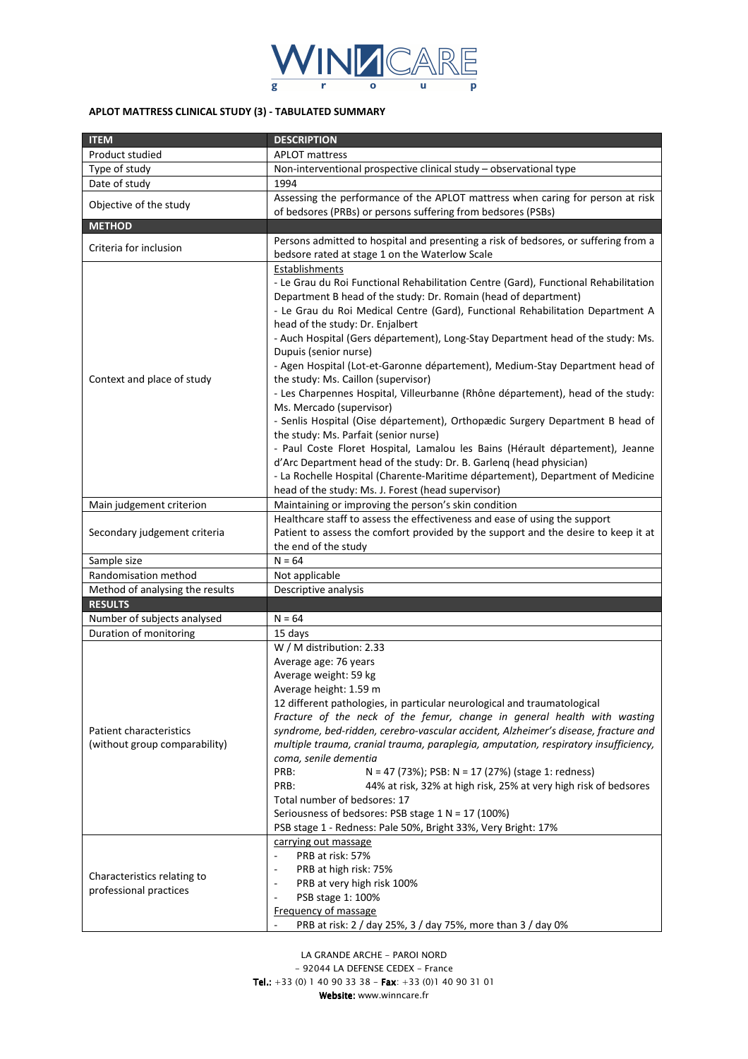**APLOT MATTRESS CLINICAL STUDY (3) - TABULATED SUMMARY**

| ITEM | DESCRIPTION |
|---|---|
| Product studied | APLOT mattress |
| Type of study | Non-interventional prospective clinical study – observational type |
| Date of study | 1994 |
| Objective of the study | Assessing the performance of the APLOT mattress when caring for person at risk of bedsores (PRBs) or persons suffering from bedsores (PSBs) |
| **METHOD** | |
| Criteria for inclusion | Persons admitted to hospital and presenting a risk of bedsores, or suffering from a bedsore rated at stage 1 on the Waterlow Scale |
| Context and place of study | Establishments<br>- Le Grau du Roi Functional Rehabilitation Centre (Gard), Functional Rehabilitation Department B head of the study: Dr. Romain (head of department)<br>- Le Grau du Roi Medical Centre (Gard), Functional Rehabilitation Department A head of the study: Dr. Enjalbert<br>- Auch Hospital (Gers département), Long-Stay Department head of the study: Ms. Dupuis (senior nurse)<br>- Agen Hospital (Lot-et-Garonne département), Medium-Stay Department head of the study: Ms. Caillon (supervisor)<br>- Les Charpennes Hospital, Villeurbanne (Rhône département), head of the study: Ms. Mercado (supervisor)<br>- Senlis Hospital (Oise département), Orthopædic Surgery Department B head of the study: Ms. Parfait (senior nurse)<br>- Paul Coste Floret Hospital, Lamalou les Bains (Hérault département), Jeanne d'Arc Department head of the study: Dr. B. Garlenq (head physician)<br>- La Rochelle Hospital (Charente-Maritime département), Department of Medicine head of the study: Ms. J. Forest (head supervisor) |
| Main judgement criterion | Maintaining or improving the person's skin condition |
| Secondary judgement criteria | Healthcare staff to assess the effectiveness and ease of using the support<br>Patient to assess the comfort provided by the support and the desire to keep it at the end of the study |
| Sample size | N = 64 |
| Randomisation method | Not applicable |
| Method of analysing the results | Descriptive analysis |
| **RESULTS** | |
| Number of subjects analysed | N = 64 |
| Duration of monitoring | 15 days |
| Patient characteristics (without group comparability) | W / M distribution: 2.33<br>Average age: 76 years<br>Average weight: 59 kg<br>Average height: 1.59 m<br>12 different pathologies, in particular neurological and traumatological<br>*Fracture of the neck of the femur, change in general health with wasting syndrome, bed-ridden, cerebro-vascular accident, Alzheimer's disease, fracture and multiple trauma, cranial trauma, paraplegia, amputation, respiratory insufficiency, coma, senile dementia*<br>PRB: N = 47 (73%); PSB: N = 17 (27%) (stage 1: redness)<br>PRB: 44% at risk, 32% at high risk, 25% at very high risk of bedsores<br>Total number of bedsores: 17<br>Seriousness of bedsores: PSB stage 1 N = 17 (100%)<br>PSB stage 1 - Redness: Pale 50%, Bright 33%, Very Bright: 17% |
| Characteristics relating to professional practices | carrying out massage<br>- PRB at risk: 57%<br>- PRB at high risk: 75%<br>- PRB at very high risk 100%<br>- PSB stage 1: 100%<br>Frequency of massage<br>- PRB at risk: 2 / day 25%, 3 / day 75%, more than 3 / day 0% |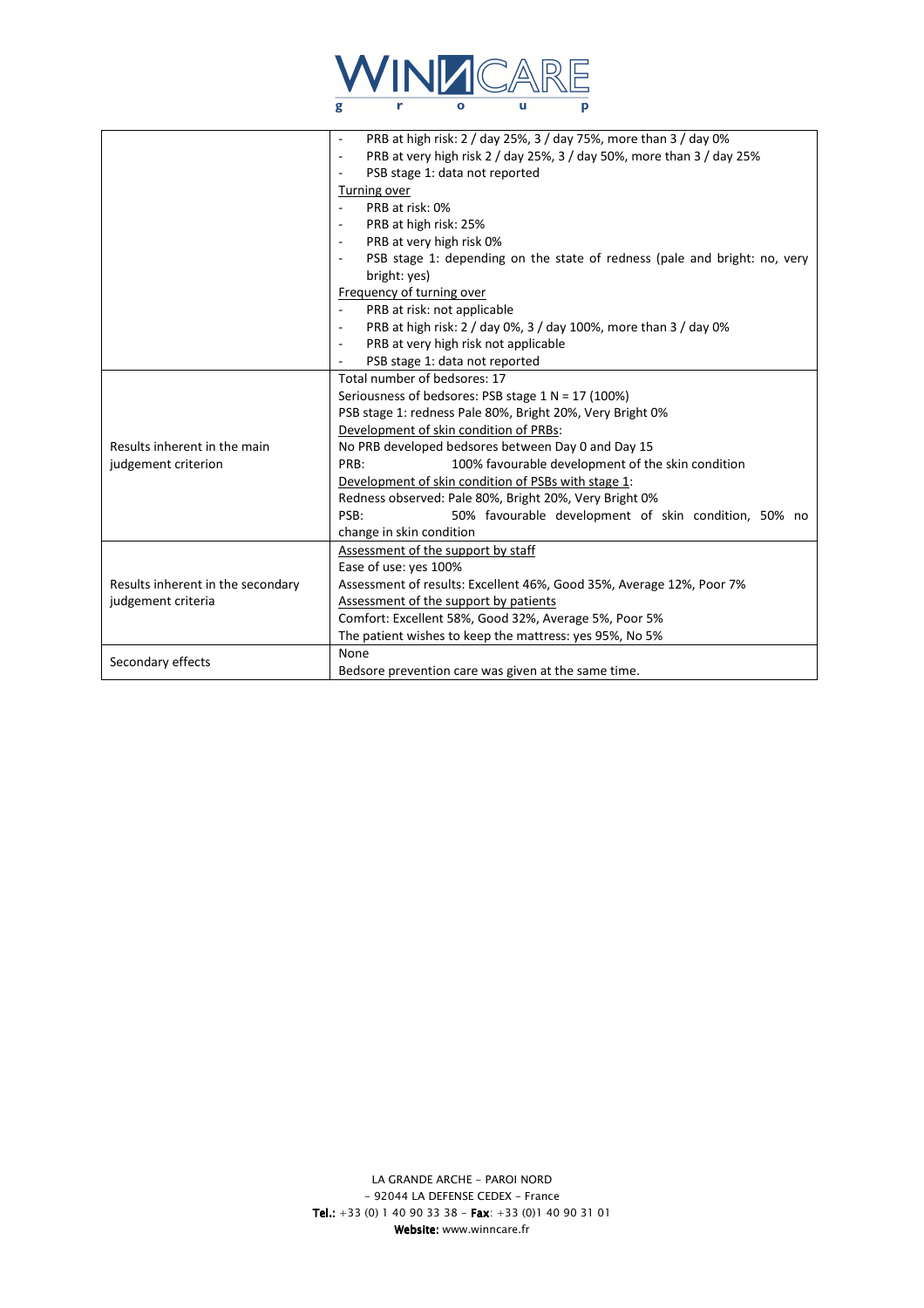| | |
|---|---|
| | - PRB at high risk: 2 / day 25%, 3 / day 75%, more than 3 / day 0%<br>- PRB at very high risk 2 / day 25%, 3 / day 50%, more than 3 / day 25%<br>- PSB stage 1: data not reported<br><u>Turning over</u><br>- PRB at risk: 0%<br>- PRB at high risk: 25%<br>- PRB at very high risk 0%<br>- PSB stage 1: depending on the state of redness (pale and bright: no, very bright: yes)<br><u>Frequency of turning over</u><br>- PRB at risk: not applicable<br>- PRB at high risk: 2 / day 0%, 3 / day 100%, more than 3 / day 0%<br>- PRB at very high risk not applicable<br>- PSB stage 1: data not reported |
| Results inherent in the main judgement criterion | Total number of bedsores: 17<br>Seriousness of bedsores: PSB stage 1 N = 17 (100%)<br>PSB stage 1: redness Pale 80%, Bright 20%, Very Bright 0%<br><u>Development of skin condition of PRBs</u>:<br>No PRB developed bedsores between Day 0 and Day 15<br>PRB: 100% favourable development of the skin condition<br><u>Development of skin condition of PSBs with stage 1</u>:<br>Redness observed: Pale 80%, Bright 20%, Very Bright 0%<br>PSB: 50% favourable development of skin condition, 50% no change in skin condition |
| Results inherent in the secondary judgement criteria | <u>Assessment of the support by staff</u><br>Ease of use: yes 100%<br>Assessment of results: Excellent 46%, Good 35%, Average 12%, Poor 7%<br><u>Assessment of the support by patients</u><br>Comfort: Excellent 58%, Good 32%, Average 5%, Poor 5%<br>The patient wishes to keep the mattress: yes 95%, No 5% |
| Secondary effects | None<br>Bedsore prevention care was given at the same time. |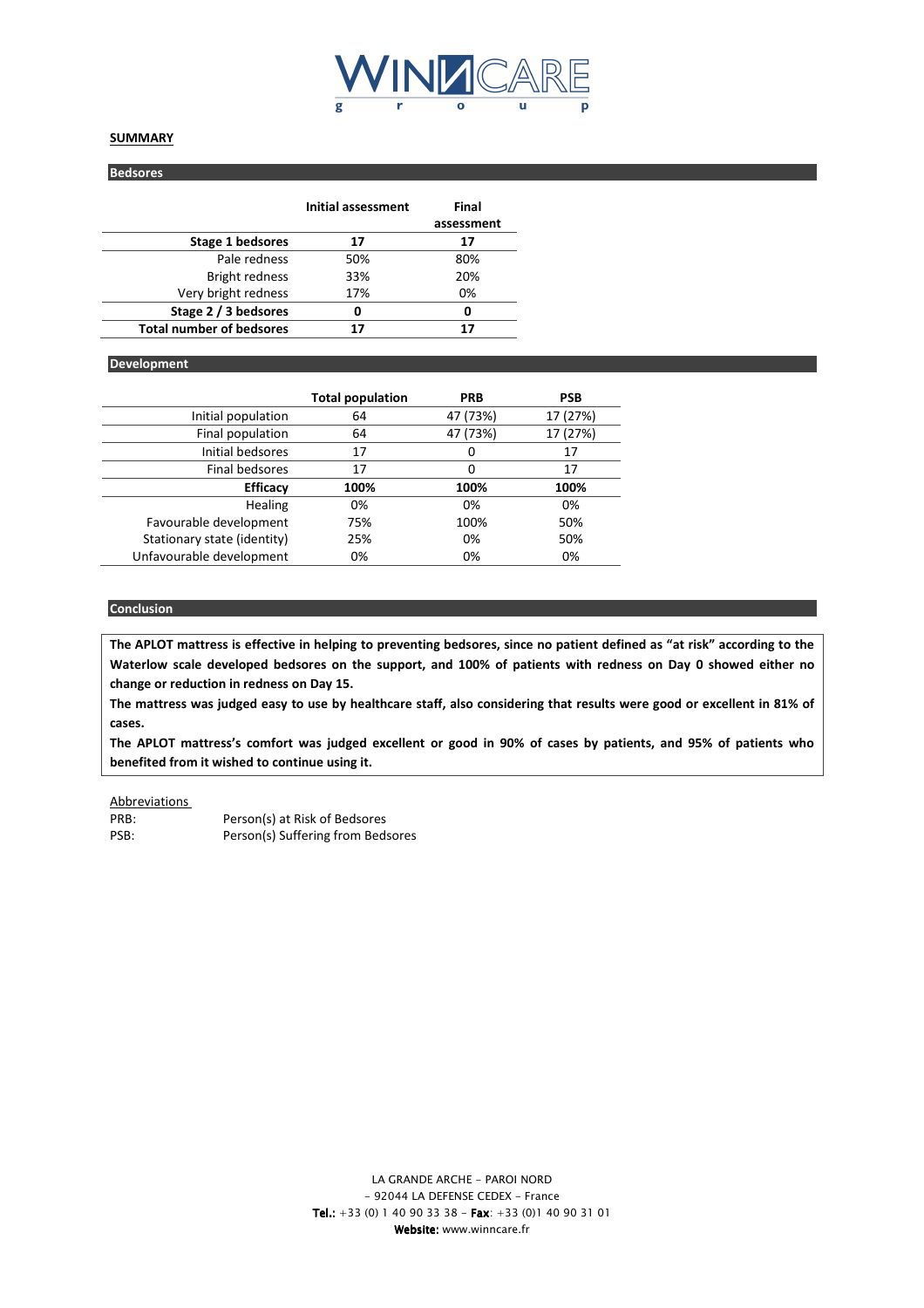**SUMMARY**

## Bedsores

| | Initial assessment | Final assessment |
|---|---|---|
| **Stage 1 bedsores** | **17** | **17** |
| Pale redness | 50% | 80% |
| Bright redness | 33% | 20% |
| Very bright redness | 17% | 0% |
| **Stage 2 / 3 bedsores** | **0** | **0** |
| **Total number of bedsores** | **17** | **17** |

## Development

| | Total population | PRB | PSB |
|---|---|---|---|
| Initial population | 64 | 47 (73%) | 17 (27%) |
| Final population | 64 | 47 (73%) | 17 (27%) |
| Initial bedsores | 17 | 0 | 17 |
| Final bedsores | 17 | 0 | 17 |
| **Efficacy** | **100%** | **100%** | **100%** |
| Healing | 0% | 0% | 0% |
| Favourable development | 75% | 100% | 50% |
| Stationary state (identity) | 25% | 0% | 50% |
| Unfavourable development | 0% | 0% | 0% |

## Conclusion

**The APLOT mattress is effective in helping to preventing bedsores, since no patient defined as "at risk" according to the Waterlow scale developed bedsores on the support, and 100% of patients with redness on Day 0 showed either no change or reduction in redness on Day 15.**

**The mattress was judged easy to use by healthcare staff, also considering that results were good or excellent in 81% of cases.**

**The APLOT mattress's comfort was judged excellent or good in 90% of cases by patients, and 95% of patients who benefited from it wished to continue using it.**

Abbreviations

PRB: Person(s) at Risk of Bedsores

PSB: Person(s) Suffering from Bedsores